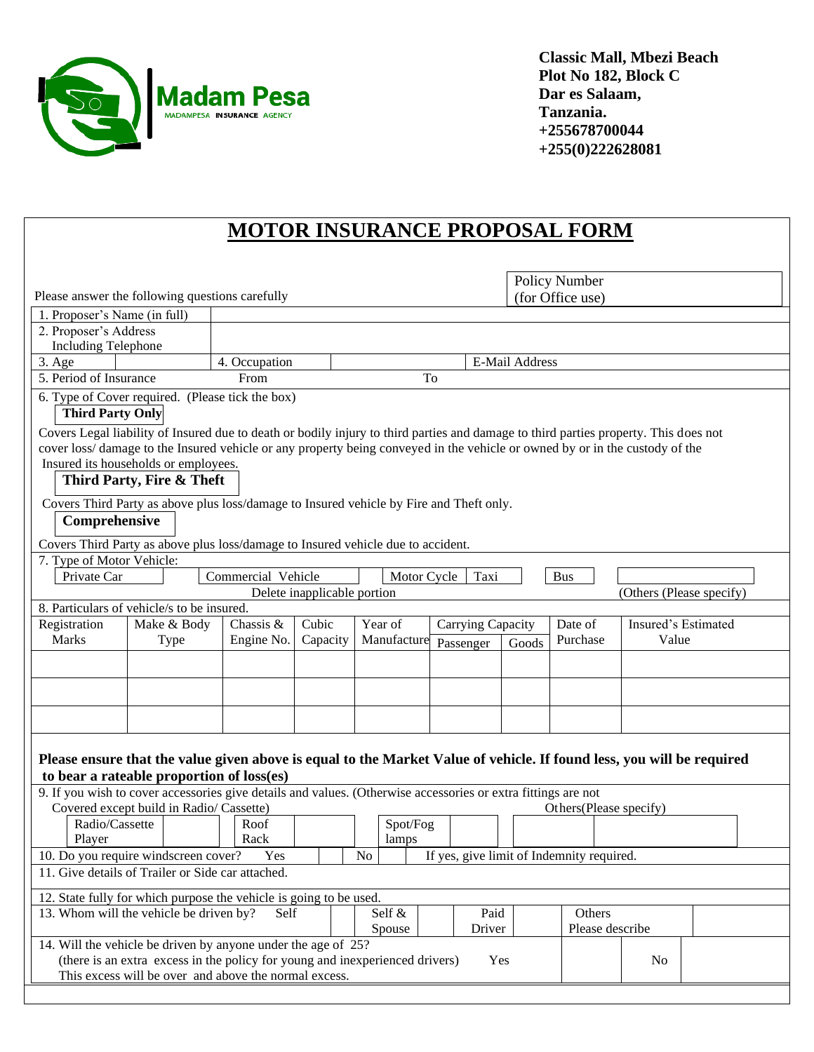**Madam Pesa**
MADAMPESA INSURANCE AGENCY

**Classic Mall, Mbezi Beach**
**Plot No 182, Block C**
**Dar es Salaam,**
**Tanzania.**
**+255678700044**
**+255(0)222628081**

# MOTOR INSURANCE PROPOSAL FORM

Please answer the following questions carefully

| Policy Number (for Office use) | |
|---|---|

| | | | | | |
|---|---|---|---|---|---|
| 1. Proposer's Name (in full) | | | | | |
| 2. Proposer's Address Including Telephone | | | | | |
| 3. Age | | 4. Occupation | | E-Mail Address | |
| 5. Period of Insurance | From | | To | | |

6. Type of Cover required. (Please tick the box)

**Third Party Only**

Covers Legal liability of Insured due to death or bodily injury to third parties and damage to third parties property. This does not cover loss/ damage to the Insured vehicle or any property being conveyed in the vehicle or owned by or in the custody of the Insured its households or employees.

**Third Party, Fire & Theft**

Covers Third Party as above plus loss/damage to Insured vehicle by Fire and Theft only.

**Comprehensive**

Covers Third Party as above plus loss/damage to Insured vehicle due to accident.

7. Type of Motor Vehicle:

| Private Car | | Commercial Vehicle | | Motor Cycle | Taxi | | Bus | | |
|---|---|---|---|---|---|---|---|---|---|

Delete inapplicable portion (Others (Please specify)

8. Particulars of vehicle/s to be insured.

| Registration Marks | Make & Body Type | Chassis & Engine No. | Cubic Capacity | Year of Manufacture | Carrying Capacity | | Date of Purchase | Insured's Estimated Value |
|---|---|---|---|---|---|---|---|---|
| | | | | | Passenger | Goods | | |
| | | | | | | | | |
| | | | | | | | | |
| | | | | | | | | |

**Please ensure that the value given above is equal to the Market Value of vehicle. If found less, you will be required to bear a rateable proportion of loss(es)**

9. If you wish to cover accessories give details and values. (Otherwise accessories or extra fittings are not Covered except build in Radio/ Cassette) Others(Please specify)

| Radio/Cassette Player | | Roof Rack | | Spot/Fog lamps | | | |
|---|---|---|---|---|---|---|---|

| 10. Do you require windscreen cover? | Yes | | No | | If yes, give limit of Indemnity required. |
|---|---|---|---|---|---|

11. Give details of Trailer or Side car attached.

12. State fully for which purpose the vehicle is going to be used.

| 13. Whom will the vehicle be driven by? | Self | | Self & Spouse | | Paid Driver | | Others Please describe | |
|---|---|---|---|---|---|---|---|---|

| 14. Will the vehicle be driven by anyone under the age of 25? (there is an extra excess in the policy for young and inexperienced drivers) This excess will be over and above the normal excess. | Yes | | No | |
|---|---|---|---|---|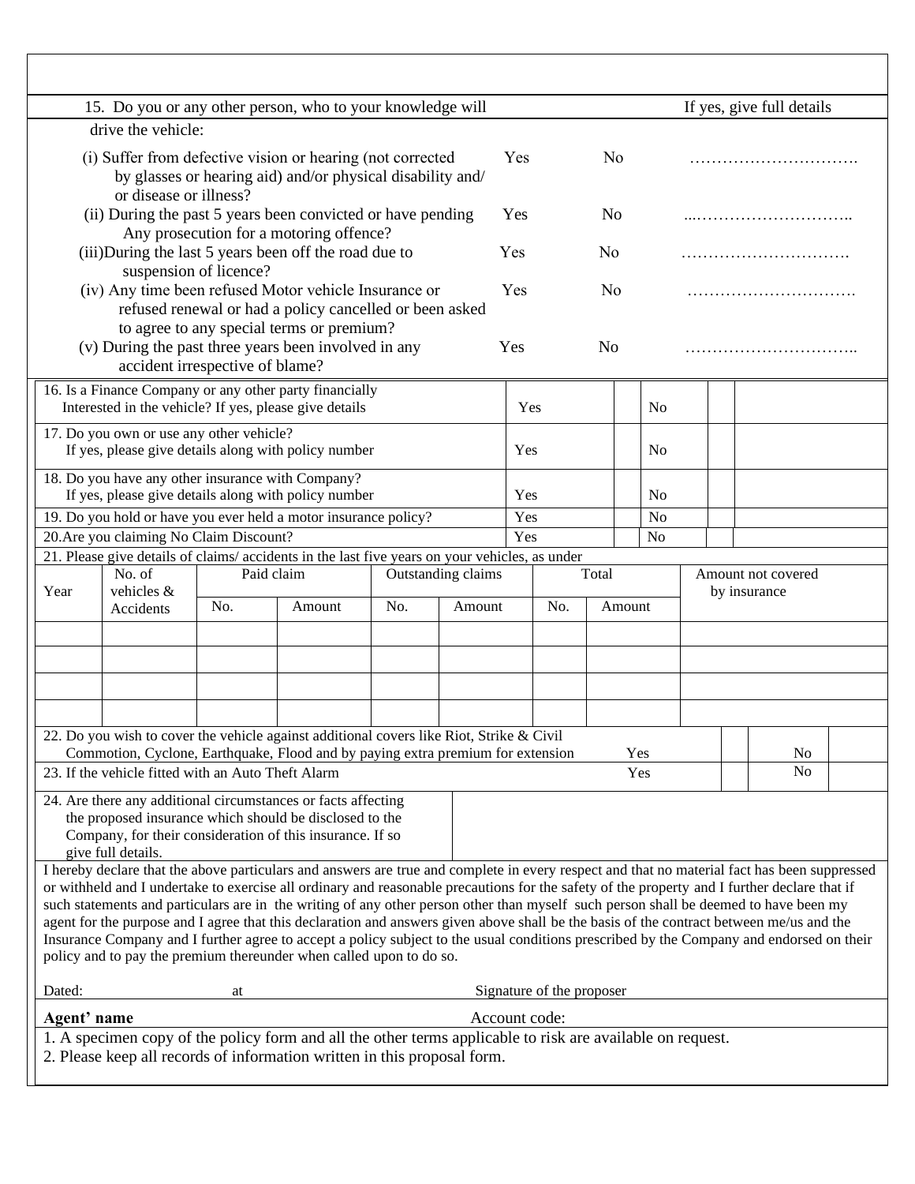15. Do you or any other person, who to your knowledge will drive the vehicle: — If yes, give full details

| | | | |
|---|---|---|---|
| (i) Suffer from defective vision or hearing (not corrected by glasses or hearing aid) and/or physical disability and/ or disease or illness? | Yes | No | …………………………. |
| (ii) During the past 5 years been convicted or have pending Any prosecution for a motoring offence? | Yes | No | ...……………………….. |
| (iii)During the last 5 years been off the road due to suspension of licence? | Yes | No | …………………………. |
| (iv) Any time been refused Motor vehicle Insurance or refused renewal or had a policy cancelled or been asked to agree to any special terms or premium? | Yes | No | …………………………. |
| (v) During the past three years been involved in any accident irrespective of blame? | Yes | No | ………………………….. |

| | | | | | |
|---|---|---|---|---|---|
| 16. Is a Finance Company or any other party financially Interested in the vehicle? If yes, please give details | Yes | | No | | |
| 17. Do you own or use any other vehicle? If yes, please give details along with policy number | Yes | | No | | |
| 18. Do you have any other insurance with Company? If yes, please give details along with policy number | Yes | | No | | |
| 19. Do you hold or have you ever held a motor insurance policy? | Yes | | No | | |
| 20.Are you claiming No Claim Discount? | Yes | | No | | |

21. Please give details of claims/ accidents in the last five years on your vehicles, as under

| Year | No. of vehicles & Accidents | Paid claim | | Outstanding claims | | Total | | Amount not covered by insurance |
|---|---|---|---|---|---|---|---|---|
| | | No. | Amount | No. | Amount | No. | Amount | |
| | | | | | | | | |
| | | | | | | | | |
| | | | | | | | | |
| | | | | | | | | |

| | | | | |
|---|---|---|---|---|
| 22. Do you wish to cover the vehicle against additional covers like Riot, Strike & Civil Commotion, Cyclone, Earthquake, Flood and by paying extra premium for extension | Yes | | No | |
| 23. If the vehicle fitted with an Auto Theft Alarm | Yes | | No | |

| | |
|---|---|
| 24. Are there any additional circumstances or facts affecting the proposed insurance which should be disclosed to the Company, for their consideration of this insurance. If so give full details. | |

I hereby declare that the above particulars and answers are true and complete in every respect and that no material fact has been suppressed or withheld and I undertake to exercise all ordinary and reasonable precautions for the safety of the property and I further declare that if such statements and particulars are in the writing of any other person other than myself such person shall be deemed to have been my agent for the purpose and I agree that this declaration and answers given above shall be the basis of the contract between me/us and the Insurance Company and I further agree to accept a policy subject to the usual conditions prescribed by the Company and endorsed on their policy and to pay the premium thereunder when called upon to do so.

Dated: at Signature of the proposer

**Agent' name** Account code:

1. A specimen copy of the policy form and all the other terms applicable to risk are available on request.
2. Please keep all records of information written in this proposal form.